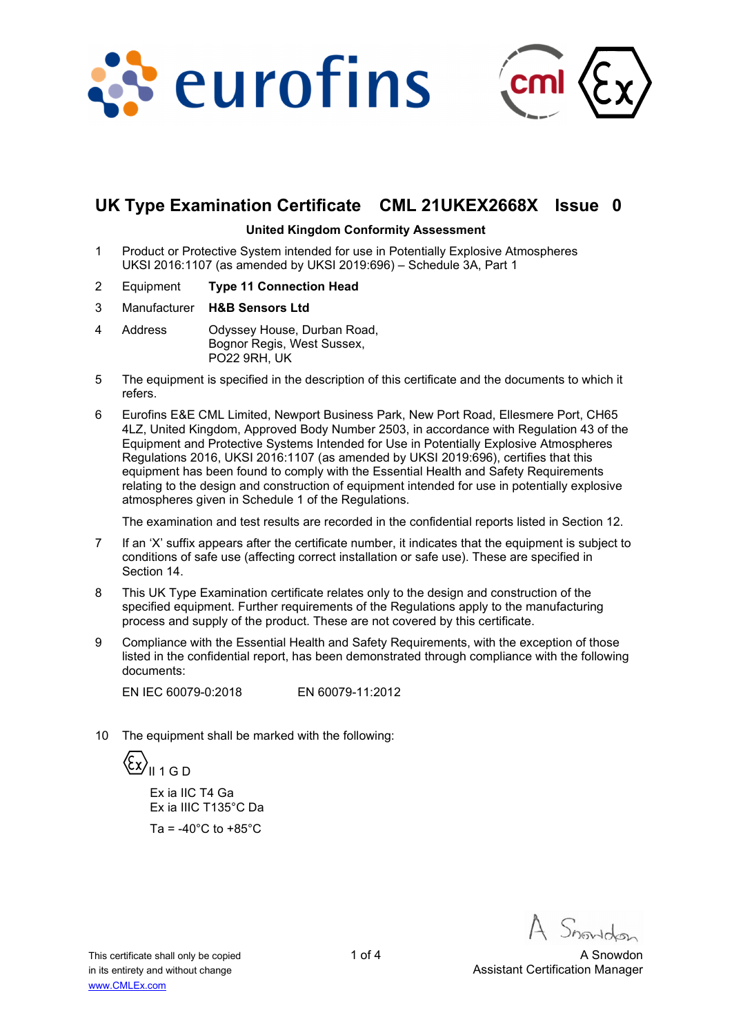# UK Type Examination Certificate CML 21UKEX2668X Issue 0

**United Kingdom Conformity Assessment**

1 Product or Protective System intended for use in Potentially Explosive Atmospheres UKSI 2016:1107 (as amended by UKSI 2019:696) – Schedule 3A, Part 1

2 Equipment **Type 11 Connection Head**

3 Manufacturer **H&B Sensors Ltd**

4 Address Odyssey House, Durban Road, Bognor Regis, West Sussex, PO22 9RH, UK

5 The equipment is specified in the description of this certificate and the documents to which it refers.

6 Eurofins E&E CML Limited, Newport Business Park, New Port Road, Ellesmere Port, CH65 4LZ, United Kingdom, Approved Body Number 2503, in accordance with Regulation 43 of the Equipment and Protective Systems Intended for Use in Potentially Explosive Atmospheres Regulations 2016, UKSI 2016:1107 (as amended by UKSI 2019:696), certifies that this equipment has been found to comply with the Essential Health and Safety Requirements relating to the design and construction of equipment intended for use in potentially explosive atmospheres given in Schedule 1 of the Regulations.

The examination and test results are recorded in the confidential reports listed in Section 12.

7 If an 'X' suffix appears after the certificate number, it indicates that the equipment is subject to conditions of safe use (affecting correct installation or safe use). These are specified in Section 14.

8 This UK Type Examination certificate relates only to the design and construction of the specified equipment. Further requirements of the Regulations apply to the manufacturing process and supply of the product. These are not covered by this certificate.

9 Compliance with the Essential Health and Safety Requirements, with the exception of those listed in the confidential report, has been demonstrated through compliance with the following documents:

EN IEC 60079-0:2018 EN 60079-11:2012

10 The equipment shall be marked with the following:

Ex II 1 G D

Ex ia IIC T4 Ga
Ex ia IIIC T135°C Da

Ta = -40°C to +85°C

This certificate shall only be copied in its entirety and without change
www.CMLEx.com

A Snowdon
Assistant Certification Manager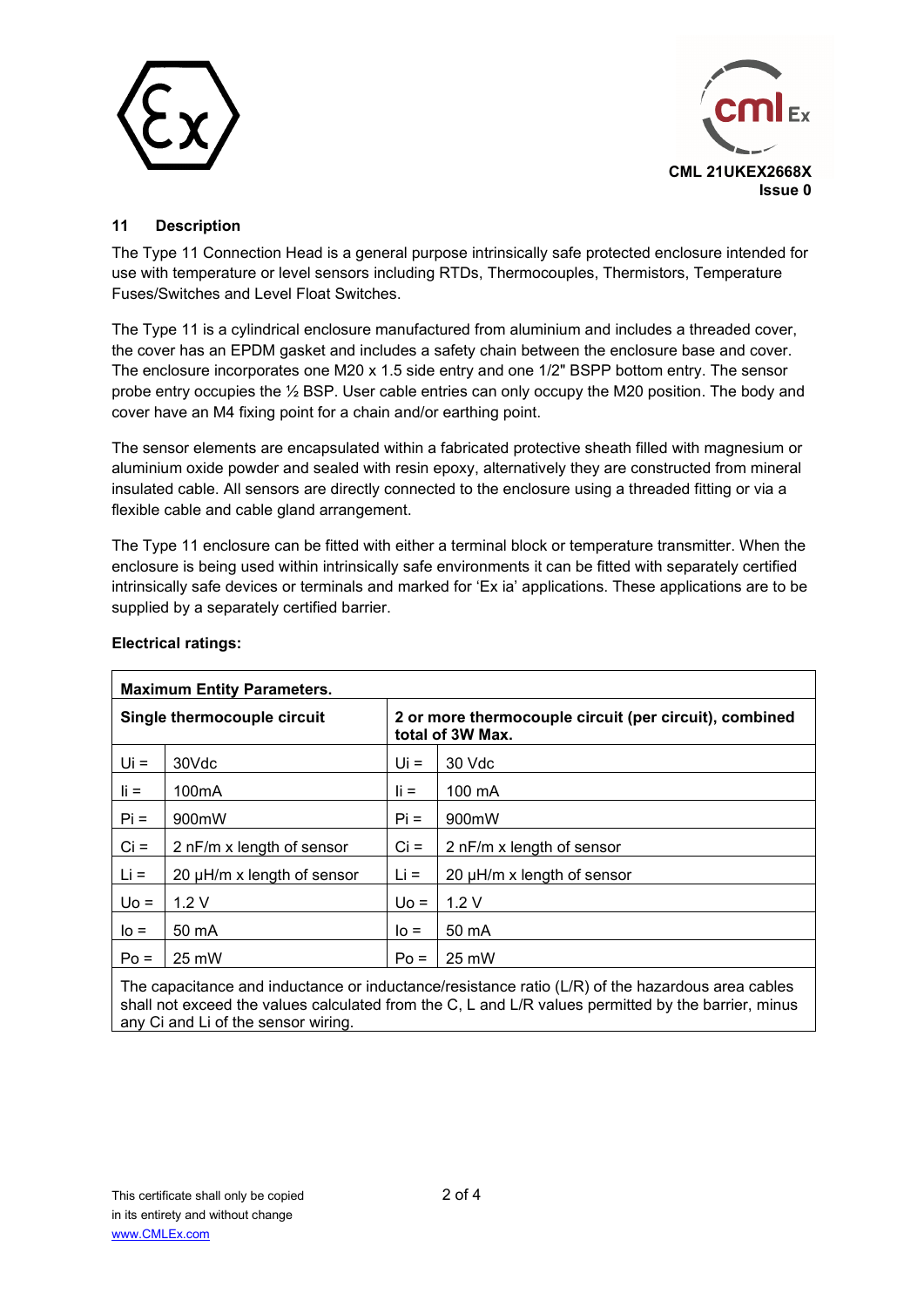## 11 Description

The Type 11 Connection Head is a general purpose intrinsically safe protected enclosure intended for use with temperature or level sensors including RTDs, Thermocouples, Thermistors, Temperature Fuses/Switches and Level Float Switches.

The Type 11 is a cylindrical enclosure manufactured from aluminium and includes a threaded cover, the cover has an EPDM gasket and includes a safety chain between the enclosure base and cover. The enclosure incorporates one M20 x 1.5 side entry and one 1/2" BSPP bottom entry. The sensor probe entry occupies the ½ BSP. User cable entries can only occupy the M20 position. The body and cover have an M4 fixing point for a chain and/or earthing point.

The sensor elements are encapsulated within a fabricated protective sheath filled with magnesium or aluminium oxide powder and sealed with resin epoxy, alternatively they are constructed from mineral insulated cable. All sensors are directly connected to the enclosure using a threaded fitting or via a flexible cable and cable gland arrangement.

The Type 11 enclosure can be fitted with either a terminal block or temperature transmitter. When the enclosure is being used within intrinsically safe environments it can be fitted with separately certified intrinsically safe devices or terminals and marked for 'Ex ia' applications. These applications are to be supplied by a separately certified barrier.

**Electrical ratings:**

| **Maximum Entity Parameters.** | | | |
|---|---|---|---|
| **Single thermocouple circuit** | | **2 or more thermocouple circuit (per circuit), combined total of 3W Max.** | |
| Ui = | 30Vdc | Ui = | 30 Vdc |
| Ii = | 100mA | Ii = | 100 mA |
| Pi = | 900mW | Pi = | 900mW |
| Ci = | 2 nF/m x length of sensor | Ci = | 2 nF/m x length of sensor |
| Li = | 20 µH/m x length of sensor | Li = | 20 µH/m x length of sensor |
| Uo = | 1.2 V | Uo = | 1.2 V |
| Io = | 50 mA | Io = | 50 mA |
| Po = | 25 mW | Po = | 25 mW |
| The capacitance and inductance or inductance/resistance ratio (L/R) of the hazardous area cables shall not exceed the values calculated from the C, L and L/R values permitted by the barrier, minus any Ci and Li of the sensor wiring. | | | |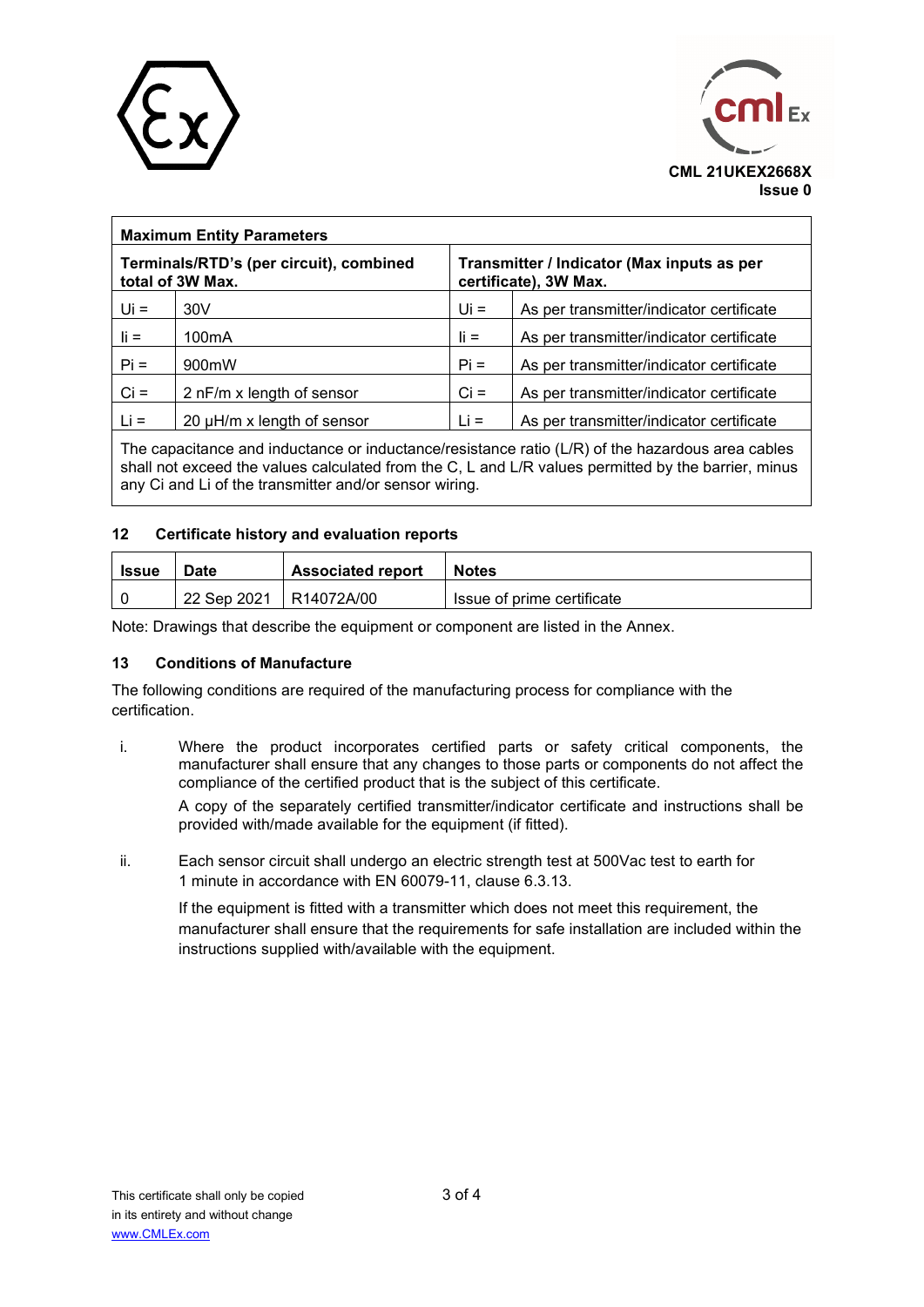CML 21UKEX2668X
Issue 0

| Maximum Entity Parameters | | | |
|---|---|---|---|
| **Terminals/RTD's (per circuit), combined total of 3W Max.** | | **Transmitter / Indicator (Max inputs as per certificate), 3W Max.** | |
| Ui = | 30V | Ui = | As per transmitter/indicator certificate |
| Ii = | 100mA | Ii = | As per transmitter/indicator certificate |
| Pi = | 900mW | Pi = | As per transmitter/indicator certificate |
| Ci = | 2 nF/m x length of sensor | Ci = | As per transmitter/indicator certificate |
| Li = | 20 μH/m x length of sensor | Li = | As per transmitter/indicator certificate |

The capacitance and inductance or inductance/resistance ratio (L/R) of the hazardous area cables shall not exceed the values calculated from the C, L and L/R values permitted by the barrier, minus any Ci and Li of the transmitter and/or sensor wiring.

## 12 Certificate history and evaluation reports

| Issue | Date | Associated report | Notes |
|---|---|---|---|
| 0 | 22 Sep 2021 | R14072A/00 | Issue of prime certificate |

Note: Drawings that describe the equipment or component are listed in the Annex.

## 13 Conditions of Manufacture

The following conditions are required of the manufacturing process for compliance with the certification.

i. Where the product incorporates certified parts or safety critical components, the manufacturer shall ensure that any changes to those parts or components do not affect the compliance of the certified product that is the subject of this certificate.

   A copy of the separately certified transmitter/indicator certificate and instructions shall be provided with/made available for the equipment (if fitted).

ii. Each sensor circuit shall undergo an electric strength test at 500Vac test to earth for 1 minute in accordance with EN 60079-11, clause 6.3.13.

   If the equipment is fitted with a transmitter which does not meet this requirement, the manufacturer shall ensure that the requirements for safe installation are included within the instructions supplied with/available with the equipment.

This certificate shall only be copied in its entirety and without change
www.CMLEx.com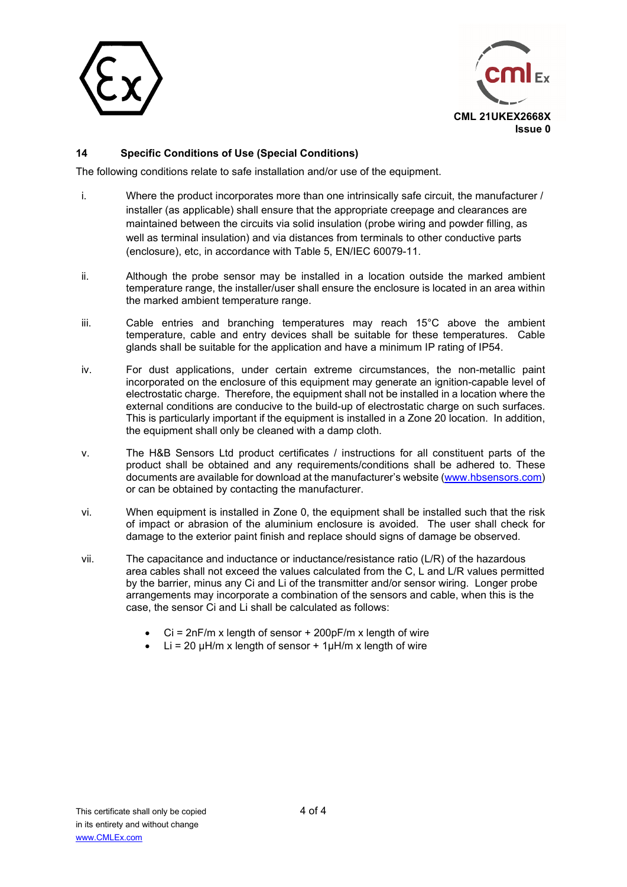CML 21UKEX2668X
Issue 0

## 14 Specific Conditions of Use (Special Conditions)

The following conditions relate to safe installation and/or use of the equipment.

i. Where the product incorporates more than one intrinsically safe circuit, the manufacturer / installer (as applicable) shall ensure that the appropriate creepage and clearances are maintained between the circuits via solid insulation (probe wiring and powder filling, as well as terminal insulation) and via distances from terminals to other conductive parts (enclosure), etc, in accordance with Table 5, EN/IEC 60079-11.

ii. Although the probe sensor may be installed in a location outside the marked ambient temperature range, the installer/user shall ensure the enclosure is located in an area within the marked ambient temperature range.

iii. Cable entries and branching temperatures may reach 15°C above the ambient temperature, cable and entry devices shall be suitable for these temperatures. Cable glands shall be suitable for the application and have a minimum IP rating of IP54.

iv. For dust applications, under certain extreme circumstances, the non-metallic paint incorporated on the enclosure of this equipment may generate an ignition-capable level of electrostatic charge. Therefore, the equipment shall not be installed in a location where the external conditions are conducive to the build-up of electrostatic charge on such surfaces. This is particularly important if the equipment is installed in a Zone 20 location. In addition, the equipment shall only be cleaned with a damp cloth.

v. The H&B Sensors Ltd product certificates / instructions for all constituent parts of the product shall be obtained and any requirements/conditions shall be adhered to. These documents are available for download at the manufacturer's website (www.hbsensors.com) or can be obtained by contacting the manufacturer.

vi. When equipment is installed in Zone 0, the equipment shall be installed such that the risk of impact or abrasion of the aluminium enclosure is avoided. The user shall check for damage to the exterior paint finish and replace should signs of damage be observed.

vii. The capacitance and inductance or inductance/resistance ratio (L/R) of the hazardous area cables shall not exceed the values calculated from the C, L and L/R values permitted by the barrier, minus any Ci and Li of the transmitter and/or sensor wiring. Longer probe arrangements may incorporate a combination of the sensors and cable, when this is the case, the sensor Ci and Li shall be calculated as follows:

- Ci = 2nF/m x length of sensor + 200pF/m x length of wire
- Li = 20 μH/m x length of sensor + 1μH/m x length of wire

This certificate shall only be copied in its entirety and without change
www.CMLEx.com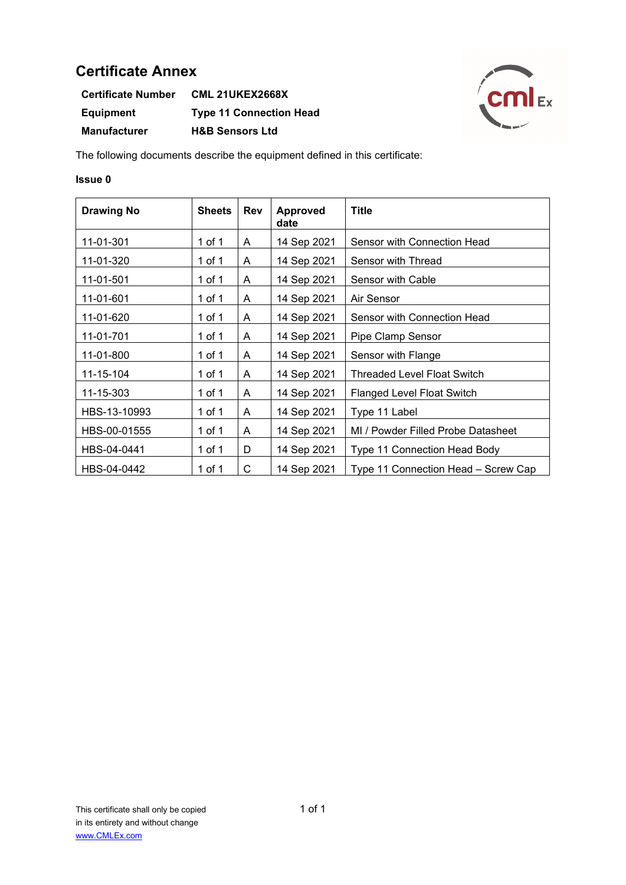# Certificate Annex

**Certificate Number** CML 21UKEX2668X

**Equipment** Type 11 Connection Head

**Manufacturer** H&B Sensors Ltd

The following documents describe the equipment defined in this certificate:

**Issue 0**

| Drawing No | Sheets | Rev | Approved date | Title |
|---|---|---|---|---|
| 11-01-301 | 1 of 1 | A | 14 Sep 2021 | Sensor with Connection Head |
| 11-01-320 | 1 of 1 | A | 14 Sep 2021 | Sensor with Thread |
| 11-01-501 | 1 of 1 | A | 14 Sep 2021 | Sensor with Cable |
| 11-01-601 | 1 of 1 | A | 14 Sep 2021 | Air Sensor |
| 11-01-620 | 1 of 1 | A | 14 Sep 2021 | Sensor with Connection Head |
| 11-01-701 | 1 of 1 | A | 14 Sep 2021 | Pipe Clamp Sensor |
| 11-01-800 | 1 of 1 | A | 14 Sep 2021 | Sensor with Flange |
| 11-15-104 | 1 of 1 | A | 14 Sep 2021 | Threaded Level Float Switch |
| 11-15-303 | 1 of 1 | A | 14 Sep 2021 | Flanged Level Float Switch |
| HBS-13-10993 | 1 of 1 | A | 14 Sep 2021 | Type 11 Label |
| HBS-00-01555 | 1 of 1 | A | 14 Sep 2021 | MI / Powder Filled Probe Datasheet |
| HBS-04-0441 | 1 of 1 | D | 14 Sep 2021 | Type 11 Connection Head Body |
| HBS-04-0442 | 1 of 1 | C | 14 Sep 2021 | Type 11 Connection Head – Screw Cap |

This certificate shall only be copied in its entirety and without change
www.CMLEx.com